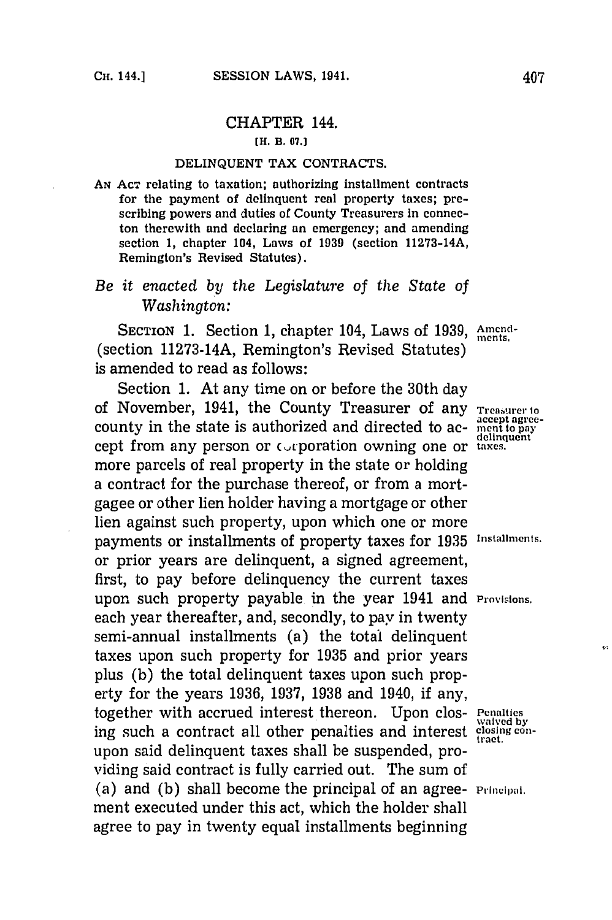## CHAPTER 144.

[H. B. 67.]

### DELINQUENT TAX CONTRACTS.

AN ACT relating to taxation; authorizing installment contracts for the payment of delinquent real property taxes; prescribing powers and duties of County Treasurers in connecton therewith and declaring an emergency; and amending section 1, chapter 104, Laws of 1939 (section 11273-14A, Remington's Revised Statutes).

*Be it enacted by the Legislature of the State of Washington:*

SECTION 1. Section 1, chapter 104, Laws of 1939, (section 11273-14A, Remington's Revised Statutes) is amended to read as follows:

Amendments.

Section 1. At any time on or before the 30th day of November, 1941, the County Treasurer of any county in the state is authorized and directed to accept from any person or corporation owning one or more parcels of real property in the state or holding a contract for the purchase thereof, or from a mortgagee or other lien holder having a mortgage or other lien against such property, upon which one or more payments or installments of property taxes for 1935 or prior years are delinquent, a signed agreement, first, to pay before delinquency the current taxes upon such property payable in the year 1941 and each year thereafter, and, secondly, to pay in twenty semi-annual installments (a) the total delinquent taxes upon such property for 1935 and prior years plus (b) the total delinquent taxes upon such property for the years 1936, 1937, 1938 and 1940, if any, together with accrued interest thereon. Upon closing such a contract all other penalties and interest upon said delinquent taxes shall be suspended, providing said contract is fully carried out. The sum of (a) and (b) shall become the principal of an agreement executed under this act, which the holder shall agree to pay in twenty equal installments beginning

Treasurer to accept agreement to pay delinquent taxes.

Installments.

Provisions.

Penalties waived by closing contract.

Principal.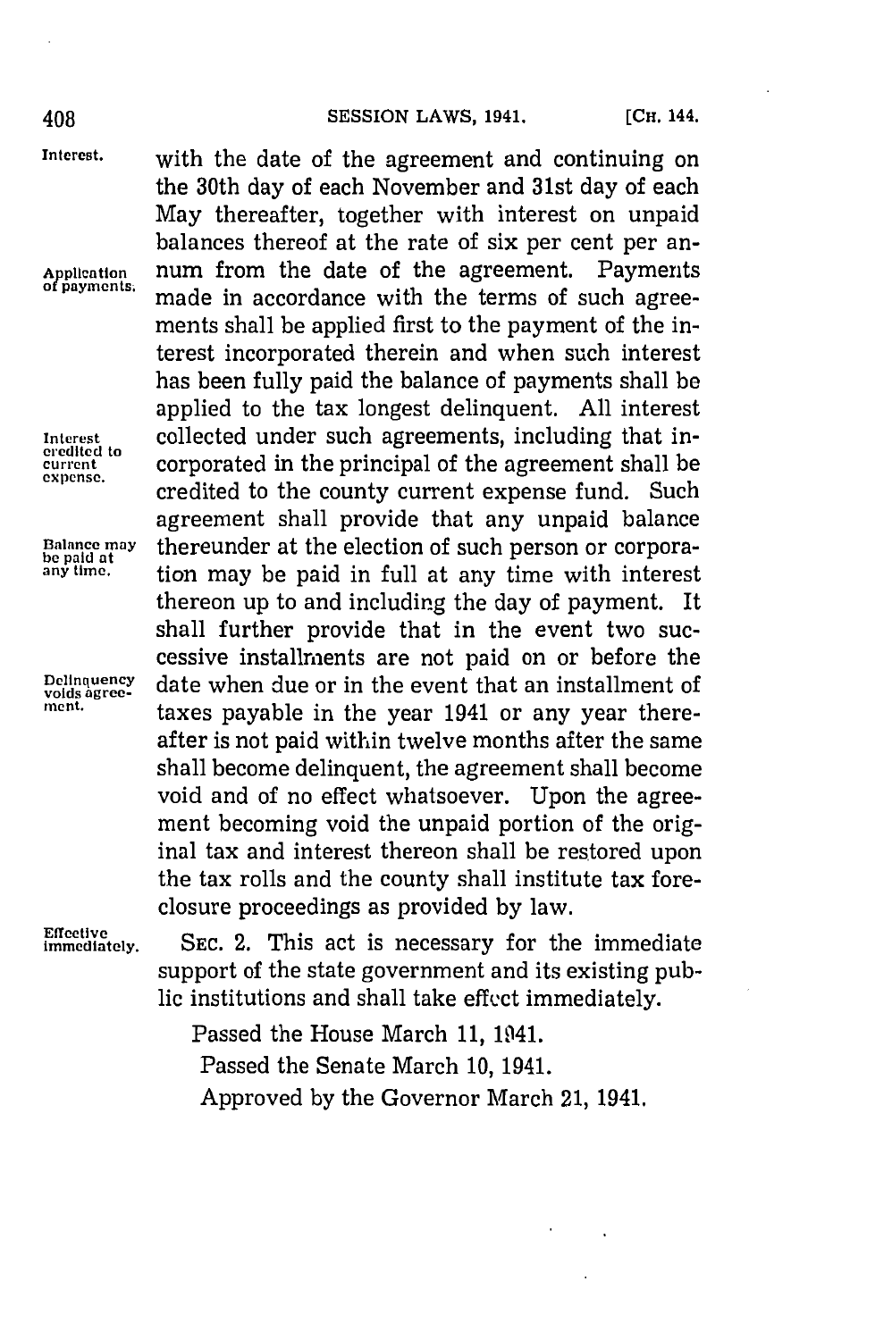with the date of the agreement and continuing on the 30th day of each November and 31st day of each May thereafter, together with interest on unpaid balances thereof at the rate of six per cent per annum from the date of the agreement. Payments made in accordance with the terms of such agreements shall be applied first to the payment of the interest incorporated therein and when such interest has been fully paid the balance of payments shall be applied to the tax longest delinquent. All interest collected under such agreements, including that incorporated in the principal of the agreement shall be credited to the county current expense fund. Such agreement shall provide that any unpaid balance thereunder at the election of such person or corporation may be paid in full at any time with interest thereon up to and including the day of payment. It shall further provide that in the event two successive installments are not paid on or before the date when due or in the event that an installment of taxes payable in the year 1941 or any year thereafter is not paid within twelve months after the same shall become delinquent, the agreement shall become void and of no effect whatsoever. Upon the agreement becoming void the unpaid portion of the original tax and interest thereon shall be restored upon the tax rolls and the county shall institute tax foreclosure proceedings as provided by law.

*Interest.*

*Application of payments.*

*Interest credited to current expense.*

*Balance may be paid at any time.*

*Delinquency voids agreement.*

*Effective immediately.*

SEC. 2. This act is necessary for the immediate support of the state government and its existing public institutions and shall take effect immediately.

Passed the House March 11, 1941.

Passed the Senate March 10, 1941.

Approved by the Governor March 21, 1941.